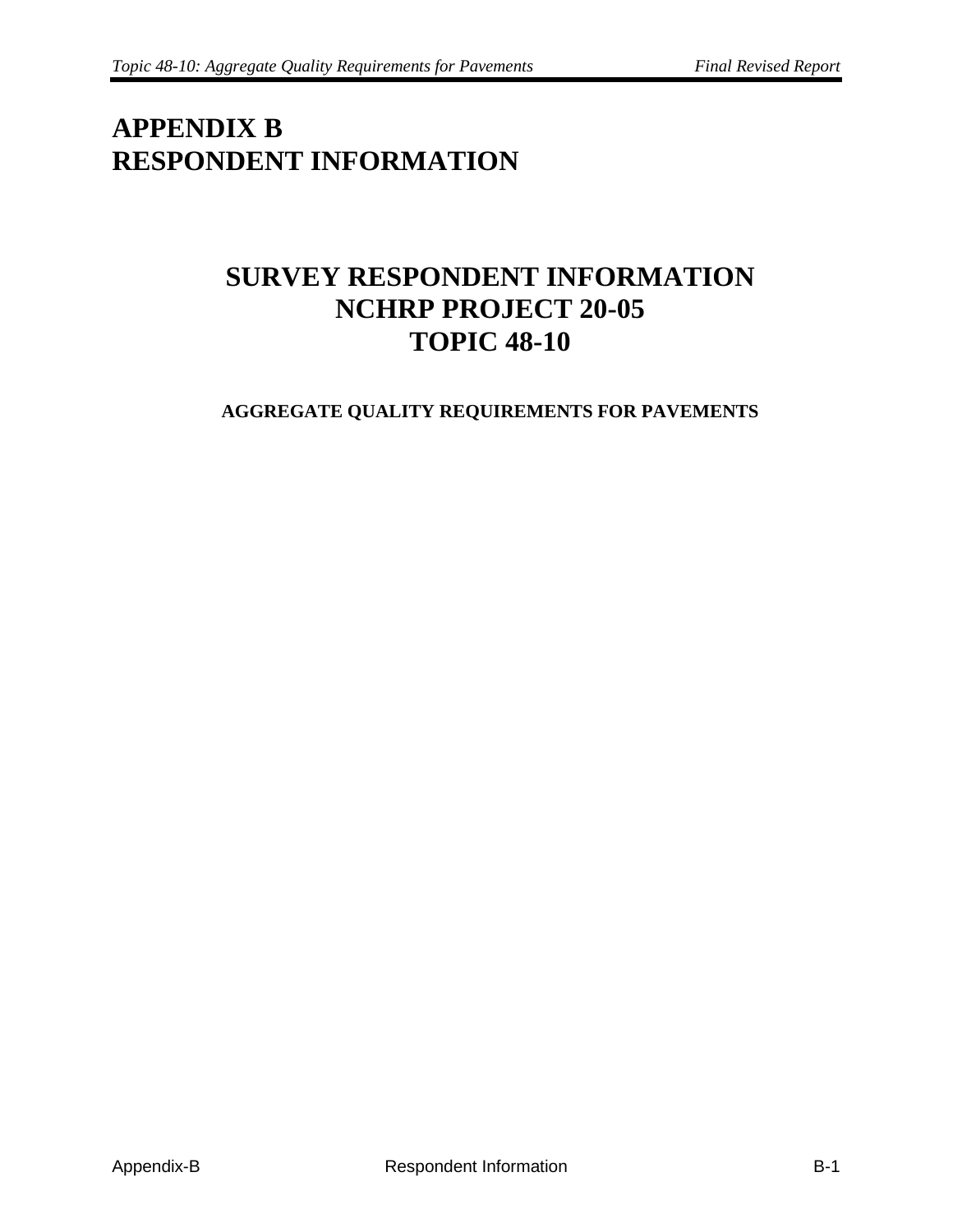# APPENDIX B
# RESPONDENT INFORMATION

## SURVEY RESPONDENT INFORMATION
## NCHRP PROJECT 20-05
## TOPIC 48-10

### AGGREGATE QUALITY REQUIREMENTS FOR PAVEMENTS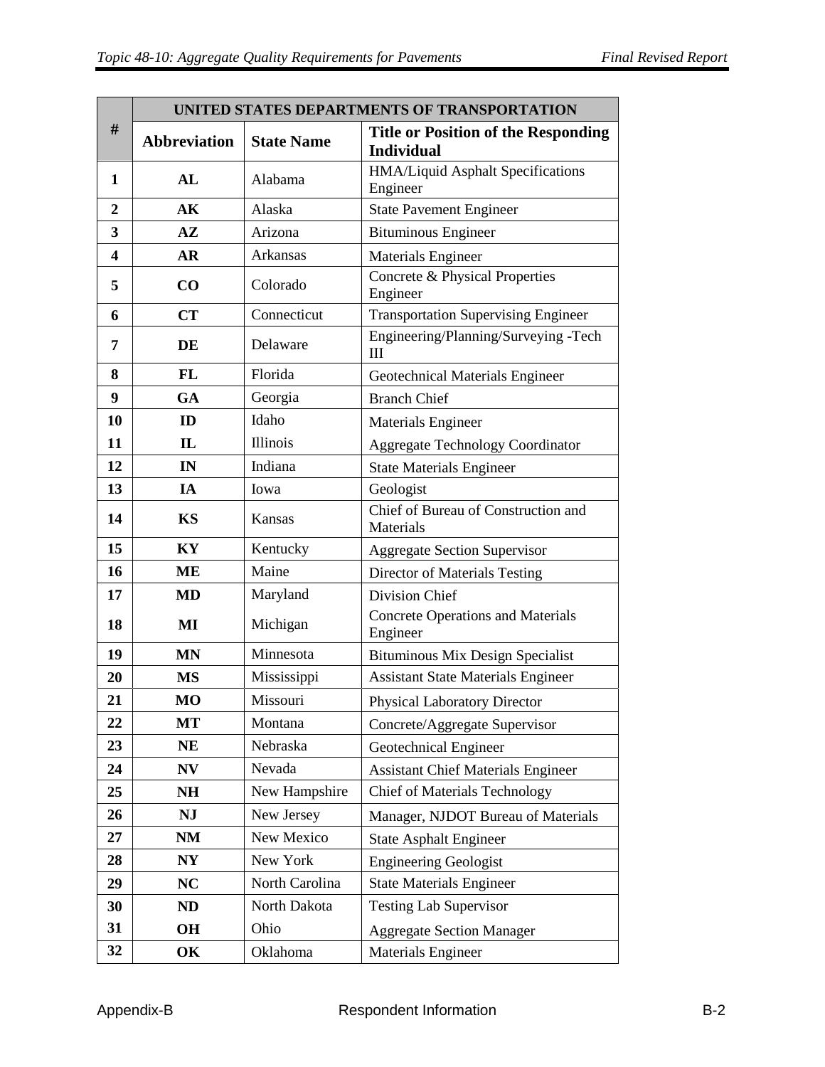| # | UNITED STATES DEPARTMENTS OF TRANSPORTATION | | |
|---|---|---|---|
| | **Abbreviation** | **State Name** | **Title or Position of the Responding Individual** |
| **1** | **AL** | Alabama | HMA/Liquid Asphalt Specifications Engineer |
| **2** | **AK** | Alaska | State Pavement Engineer |
| **3** | **AZ** | Arizona | Bituminous Engineer |
| **4** | **AR** | Arkansas | Materials Engineer |
| **5** | **CO** | Colorado | Concrete & Physical Properties Engineer |
| **6** | **CT** | Connecticut | Transportation Supervising Engineer |
| **7** | **DE** | Delaware | Engineering/Planning/Surveying -Tech III |
| **8** | **FL** | Florida | Geotechnical Materials Engineer |
| **9** | **GA** | Georgia | Branch Chief |
| **10** | **ID** | Idaho | Materials Engineer |
| **11** | **IL** | Illinois | Aggregate Technology Coordinator |
| **12** | **IN** | Indiana | State Materials Engineer |
| **13** | **IA** | Iowa | Geologist |
| **14** | **KS** | Kansas | Chief of Bureau of Construction and Materials |
| **15** | **KY** | Kentucky | Aggregate Section Supervisor |
| **16** | **ME** | Maine | Director of Materials Testing |
| **17** | **MD** | Maryland | Division Chief |
| **18** | **MI** | Michigan | Concrete Operations and Materials Engineer |
| **19** | **MN** | Minnesota | Bituminous Mix Design Specialist |
| **20** | **MS** | Mississippi | Assistant State Materials Engineer |
| **21** | **MO** | Missouri | Physical Laboratory Director |
| **22** | **MT** | Montana | Concrete/Aggregate Supervisor |
| **23** | **NE** | Nebraska | Geotechnical Engineer |
| **24** | **NV** | Nevada | Assistant Chief Materials Engineer |
| **25** | **NH** | New Hampshire | Chief of Materials Technology |
| **26** | **NJ** | New Jersey | Manager, NJDOT Bureau of Materials |
| **27** | **NM** | New Mexico | State Asphalt Engineer |
| **28** | **NY** | New York | Engineering Geologist |
| **29** | **NC** | North Carolina | State Materials Engineer |
| **30** | **ND** | North Dakota | Testing Lab Supervisor |
| **31** | **OH** | Ohio | Aggregate Section Manager |
| **32** | **OK** | Oklahoma | Materials Engineer |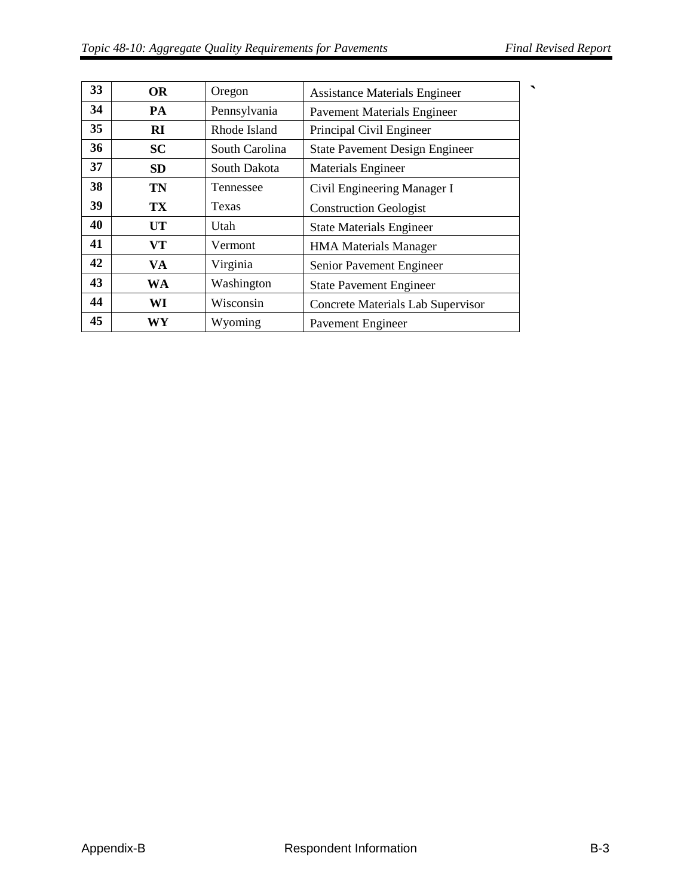| 33 | OR | Oregon | Assistance Materials Engineer |
|---|---|---|---|
| 34 | PA | Pennsylvania | Pavement Materials Engineer |
| 35 | RI | Rhode Island | Principal Civil Engineer |
| 36 | SC | South Carolina | State Pavement Design Engineer |
| 37 | SD | South Dakota | Materials Engineer |
| 38 | TN | Tennessee | Civil Engineering Manager I |
| 39 | TX | Texas | Construction Geologist |
| 40 | UT | Utah | State Materials Engineer |
| 41 | VT | Vermont | HMA Materials Manager |
| 42 | VA | Virginia | Senior Pavement Engineer |
| 43 | WA | Washington | State Pavement Engineer |
| 44 | WI | Wisconsin | Concrete Materials Lab Supervisor |
| 45 | WY | Wyoming | Pavement Engineer |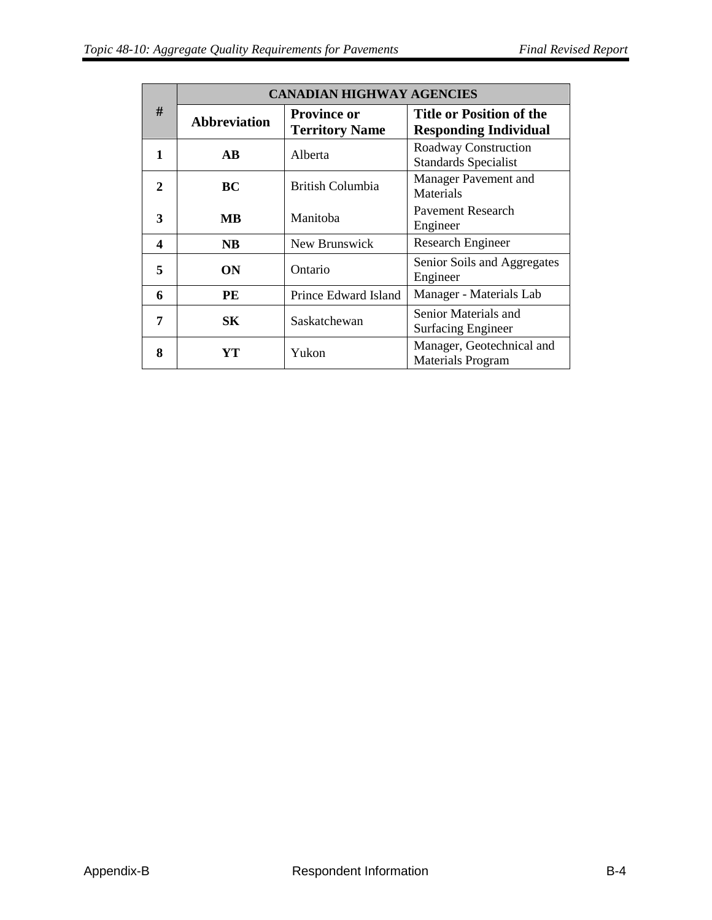| # | CANADIAN HIGHWAY AGENCIES | | |
|---|---|---|---|
| | **Abbreviation** | **Province or Territory Name** | **Title or Position of the Responding Individual** |
| **1** | **AB** | Alberta | Roadway Construction Standards Specialist |
| **2** | **BC** | British Columbia | Manager Pavement and Materials |
| **3** | **MB** | Manitoba | Pavement Research Engineer |
| **4** | **NB** | New Brunswick | Research Engineer |
| **5** | **ON** | Ontario | Senior Soils and Aggregates Engineer |
| **6** | **PE** | Prince Edward Island | Manager - Materials Lab |
| **7** | **SK** | Saskatchewan | Senior Materials and Surfacing Engineer |
| **8** | **YT** | Yukon | Manager, Geotechnical and Materials Program |